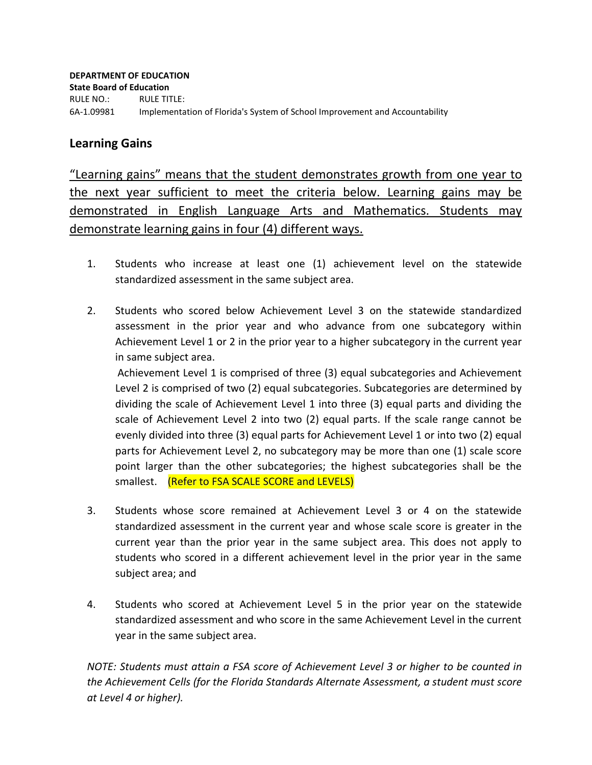**DEPARTMENT OF EDUCATION**
**State Board of Education**

RULE NO.: RULE TITLE:
6A-1.09981 Implementation of Florida's System of School Improvement and Accountability

## Learning Gains

"Learning gains" means that the student demonstrates growth from one year to the next year sufficient to meet the criteria below. Learning gains may be demonstrated in English Language Arts and Mathematics. Students may demonstrate learning gains in four (4) different ways.

1. Students who increase at least one (1) achievement level on the statewide standardized assessment in the same subject area.

2. Students who scored below Achievement Level 3 on the statewide standardized assessment in the prior year and who advance from one subcategory within Achievement Level 1 or 2 in the prior year to a higher subcategory in the current year in same subject area.
   Achievement Level 1 is comprised of three (3) equal subcategories and Achievement Level 2 is comprised of two (2) equal subcategories. Subcategories are determined by dividing the scale of Achievement Level 1 into three (3) equal parts and dividing the scale of Achievement Level 2 into two (2) equal parts. If the scale range cannot be evenly divided into three (3) equal parts for Achievement Level 1 or into two (2) equal parts for Achievement Level 2, no subcategory may be more than one (1) scale score point larger than the other subcategories; the highest subcategories shall be the smallest. (Refer to FSA SCALE SCORE and LEVELS)

3. Students whose score remained at Achievement Level 3 or 4 on the statewide standardized assessment in the current year and whose scale score is greater in the current year than the prior year in the same subject area. This does not apply to students who scored in a different achievement level in the prior year in the same subject area; and

4. Students who scored at Achievement Level 5 in the prior year on the statewide standardized assessment and who score in the same Achievement Level in the current year in the same subject area.

*NOTE: Students must attain a FSA score of Achievement Level 3 or higher to be counted in the Achievement Cells (for the Florida Standards Alternate Assessment, a student must score at Level 4 or higher).*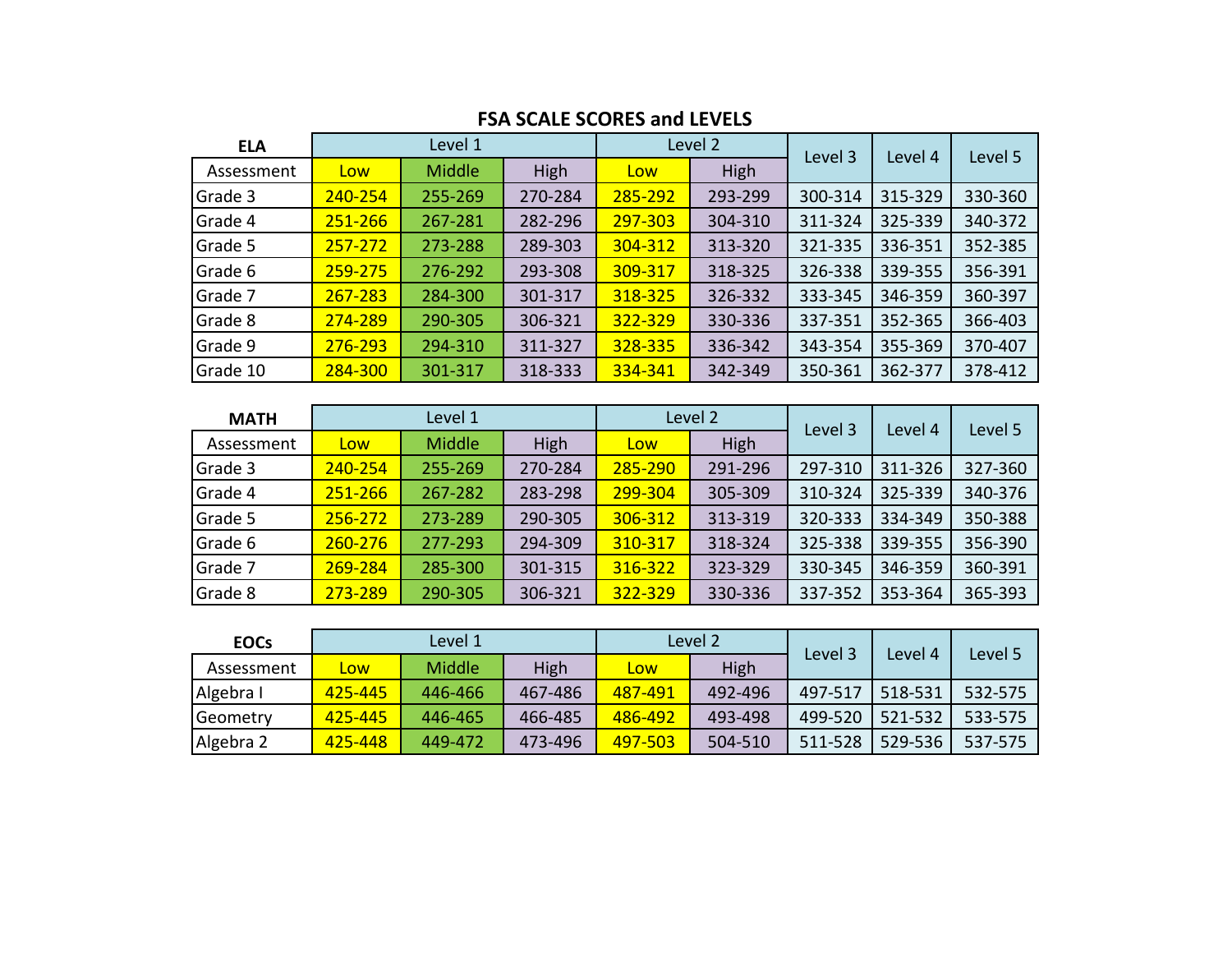# FSA SCALE SCORES and LEVELS

| **ELA** | Level 1 | | | Level 2 | | Level 3 | Level 4 | Level 5 |
|---|---|---|---|---|---|---|---|---|
| Assessment | Low | Middle | High | Low | High | | | |
| Grade 3 | 240-254 | 255-269 | 270-284 | 285-292 | 293-299 | 300-314 | 315-329 | 330-360 |
| Grade 4 | 251-266 | 267-281 | 282-296 | 297-303 | 304-310 | 311-324 | 325-339 | 340-372 |
| Grade 5 | 257-272 | 273-288 | 289-303 | 304-312 | 313-320 | 321-335 | 336-351 | 352-385 |
| Grade 6 | 259-275 | 276-292 | 293-308 | 309-317 | 318-325 | 326-338 | 339-355 | 356-391 |
| Grade 7 | 267-283 | 284-300 | 301-317 | 318-325 | 326-332 | 333-345 | 346-359 | 360-397 |
| Grade 8 | 274-289 | 290-305 | 306-321 | 322-329 | 330-336 | 337-351 | 352-365 | 366-403 |
| Grade 9 | 276-293 | 294-310 | 311-327 | 328-335 | 336-342 | 343-354 | 355-369 | 370-407 |
| Grade 10 | 284-300 | 301-317 | 318-333 | 334-341 | 342-349 | 350-361 | 362-377 | 378-412 |

| **MATH** | Level 1 | | | Level 2 | | Level 3 | Level 4 | Level 5 |
|---|---|---|---|---|---|---|---|---|
| Assessment | Low | Middle | High | Low | High | | | |
| Grade 3 | 240-254 | 255-269 | 270-284 | 285-290 | 291-296 | 297-310 | 311-326 | 327-360 |
| Grade 4 | 251-266 | 267-282 | 283-298 | 299-304 | 305-309 | 310-324 | 325-339 | 340-376 |
| Grade 5 | 256-272 | 273-289 | 290-305 | 306-312 | 313-319 | 320-333 | 334-349 | 350-388 |
| Grade 6 | 260-276 | 277-293 | 294-309 | 310-317 | 318-324 | 325-338 | 339-355 | 356-390 |
| Grade 7 | 269-284 | 285-300 | 301-315 | 316-322 | 323-329 | 330-345 | 346-359 | 360-391 |
| Grade 8 | 273-289 | 290-305 | 306-321 | 322-329 | 330-336 | 337-352 | 353-364 | 365-393 |

| **EOCs** | Level 1 | | | Level 2 | | Level 3 | Level 4 | Level 5 |
|---|---|---|---|---|---|---|---|---|
| Assessment | Low | Middle | High | Low | High | | | |
| Algebra I | 425-445 | 446-466 | 467-486 | 487-491 | 492-496 | 497-517 | 518-531 | 532-575 |
| Geometry | 425-445 | 446-465 | 466-485 | 486-492 | 493-498 | 499-520 | 521-532 | 533-575 |
| Algebra 2 | 425-448 | 449-472 | 473-496 | 497-503 | 504-510 | 511-528 | 529-536 | 537-575 |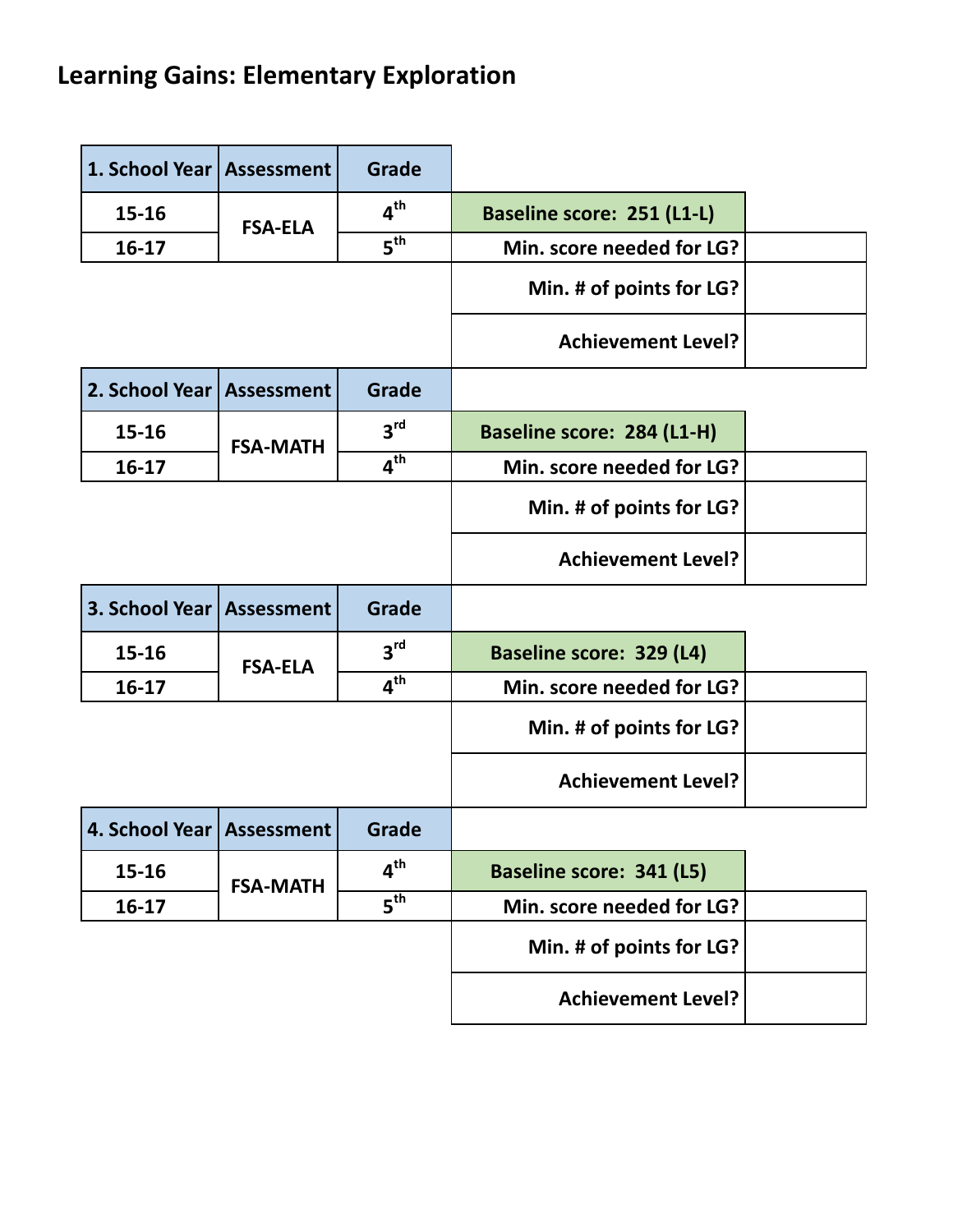# Learning Gains: Elementary Exploration

| 1. School Year | Assessment | Grade | | |
|---|---|---|---|---|
| 15-16 | FSA-ELA | 4th | Baseline score: 251 (L1-L) | |
| 16-17 | | 5th | Min. score needed for LG? | |
| | | | Min. # of points for LG? | |
| | | | Achievement Level? | |

| 2. School Year | Assessment | Grade | | |
|---|---|---|---|---|
| 15-16 | FSA-MATH | 3rd | Baseline score: 284 (L1-H) | |
| 16-17 | | 4th | Min. score needed for LG? | |
| | | | Min. # of points for LG? | |
| | | | Achievement Level? | |

| 3. School Year | Assessment | Grade | | |
|---|---|---|---|---|
| 15-16 | FSA-ELA | 3rd | Baseline score: 329 (L4) | |
| 16-17 | | 4th | Min. score needed for LG? | |
| | | | Min. # of points for LG? | |
| | | | Achievement Level? | |

| 4. School Year | Assessment | Grade | | |
|---|---|---|---|---|
| 15-16 | FSA-MATH | 4th | Baseline score: 341 (L5) | |
| 16-17 | | 5th | Min. score needed for LG? | |
| | | | Min. # of points for LG? | |
| | | | Achievement Level? | |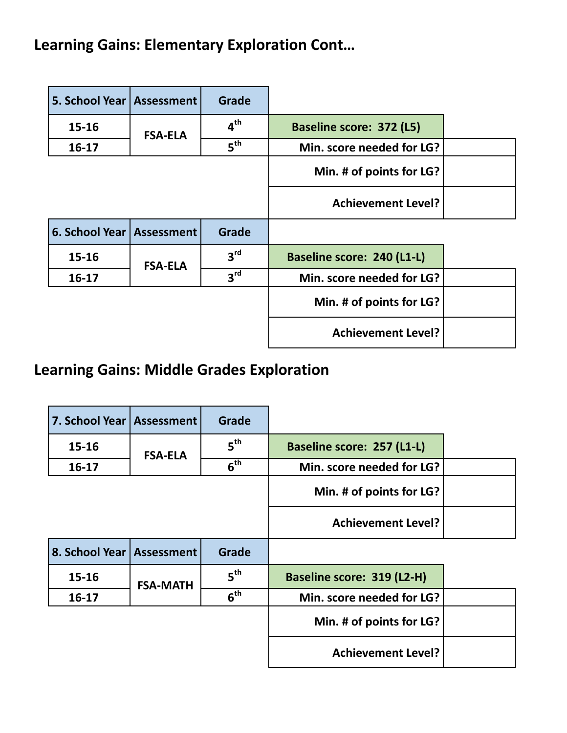## Learning Gains: Elementary Exploration Cont…

| 5. School Year | Assessment | Grade | | |
|---|---|---|---|---|
| 15-16 | FSA-ELA | 4th | Baseline score: 372 (L5) | |
| 16-17 | | 5th | Min. score needed for LG? | |
| | | | Min. # of points for LG? | |
| | | | Achievement Level? | |

| 6. School Year | Assessment | Grade | | |
|---|---|---|---|---|
| 15-16 | FSA-ELA | 3rd | Baseline score: 240 (L1-L) | |
| 16-17 | | 3rd | Min. score needed for LG? | |
| | | | Min. # of points for LG? | |
| | | | Achievement Level? | |

## Learning Gains: Middle Grades Exploration

| 7. School Year | Assessment | Grade | | |
|---|---|---|---|---|
| 15-16 | FSA-ELA | 5th | Baseline score: 257 (L1-L) | |
| 16-17 | | 6th | Min. score needed for LG? | |
| | | | Min. # of points for LG? | |
| | | | Achievement Level? | |

| 8. School Year | Assessment | Grade | | |
|---|---|---|---|---|
| 15-16 | FSA-MATH | 5th | Baseline score: 319 (L2-H) | |
| 16-17 | | 6th | Min. score needed for LG? | |
| | | | Min. # of points for LG? | |
| | | | Achievement Level? | |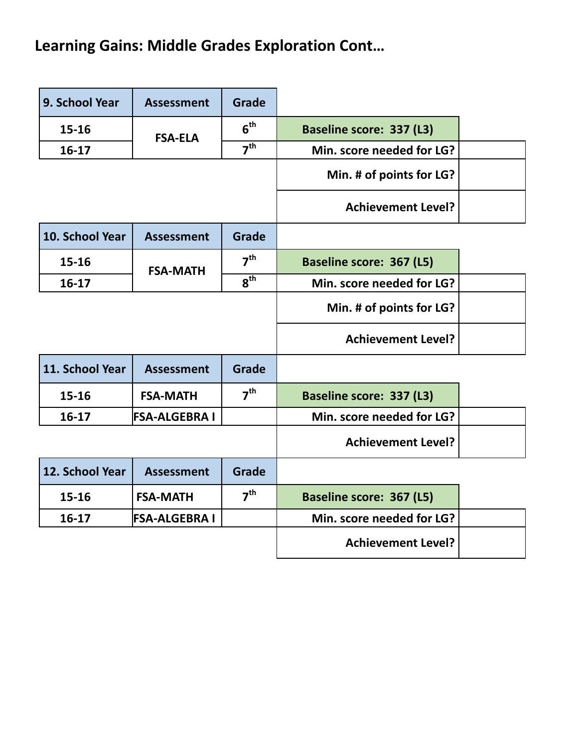# Learning Gains: Middle Grades Exploration Cont…

| 9. School Year | Assessment | Grade | | |
|---|---|---|---|---|
| 15-16 | FSA-ELA | 6th | Baseline score: 337 (L3) | |
| 16-17 | | 7th | Min. score needed for LG? | |
| | | | Min. # of points for LG? | |
| | | | Achievement Level? | |

| 10. School Year | Assessment | Grade | | |
|---|---|---|---|---|
| 15-16 | FSA-MATH | 7th | Baseline score: 367 (L5) | |
| 16-17 | | 8th | Min. score needed for LG? | |
| | | | Min. # of points for LG? | |
| | | | Achievement Level? | |

| 11. School Year | Assessment | Grade | | |
|---|---|---|---|---|
| 15-16 | FSA-MATH | 7th | Baseline score: 337 (L3) | |
| 16-17 | FSA-ALGEBRA I | | Min. score needed for LG? | |
| | | | Achievement Level? | |

| 12. School Year | Assessment | Grade | | |
|---|---|---|---|---|
| 15-16 | FSA-MATH | 7th | Baseline score: 367 (L5) | |
| 16-17 | FSA-ALGEBRA I | | Min. score needed for LG? | |
| | | | Achievement Level? | |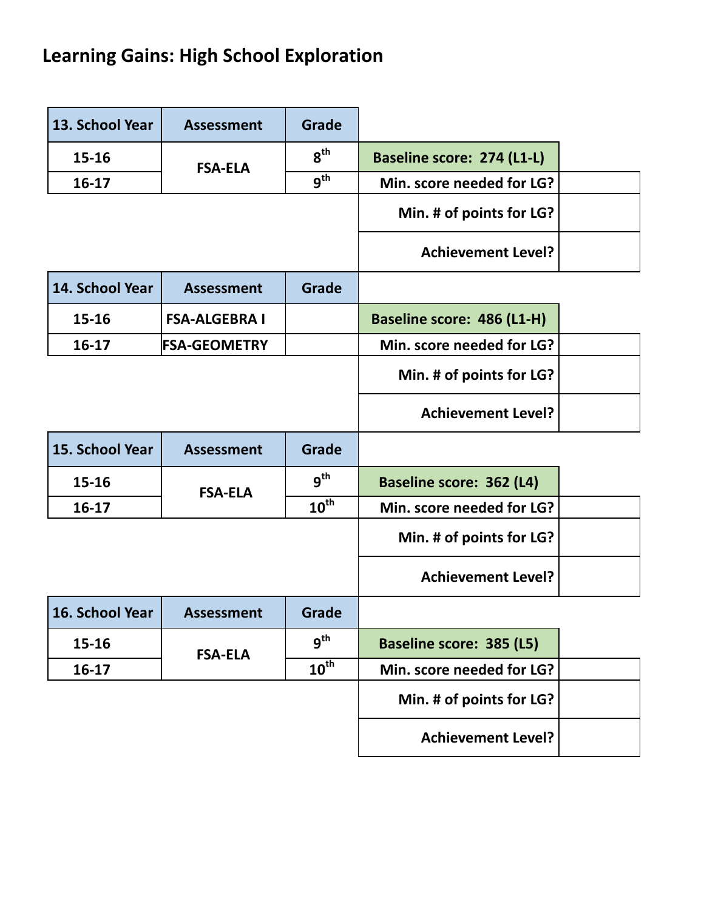# Learning Gains: High School Exploration

| 13. School Year | Assessment | Grade | | |
|---|---|---|---|---|
| 15-16 | FSA-ELA | 8th | **Baseline score: 274 (L1-L)** | |
| 16-17 | | 9th | **Min. score needed for LG?** | |
| | | | **Min. # of points for LG?** | |
| | | | **Achievement Level?** | |

| 14. School Year | Assessment | Grade | | |
|---|---|---|---|---|
| 15-16 | FSA-ALGEBRA I | | **Baseline score: 486 (L1-H)** | |
| 16-17 | FSA-GEOMETRY | | **Min. score needed for LG?** | |
| | | | **Min. # of points for LG?** | |
| | | | **Achievement Level?** | |

| 15. School Year | Assessment | Grade | | |
|---|---|---|---|---|
| 15-16 | FSA-ELA | 9th | **Baseline score: 362 (L4)** | |
| 16-17 | | 10th | **Min. score needed for LG?** | |
| | | | **Min. # of points for LG?** | |
| | | | **Achievement Level?** | |

| 16. School Year | Assessment | Grade | | |
|---|---|---|---|---|
| 15-16 | FSA-ELA | 9th | **Baseline score: 385 (L5)** | |
| 16-17 | | 10th | **Min. score needed for LG?** | |
| | | | **Min. # of points for LG?** | |
| | | | **Achievement Level?** | |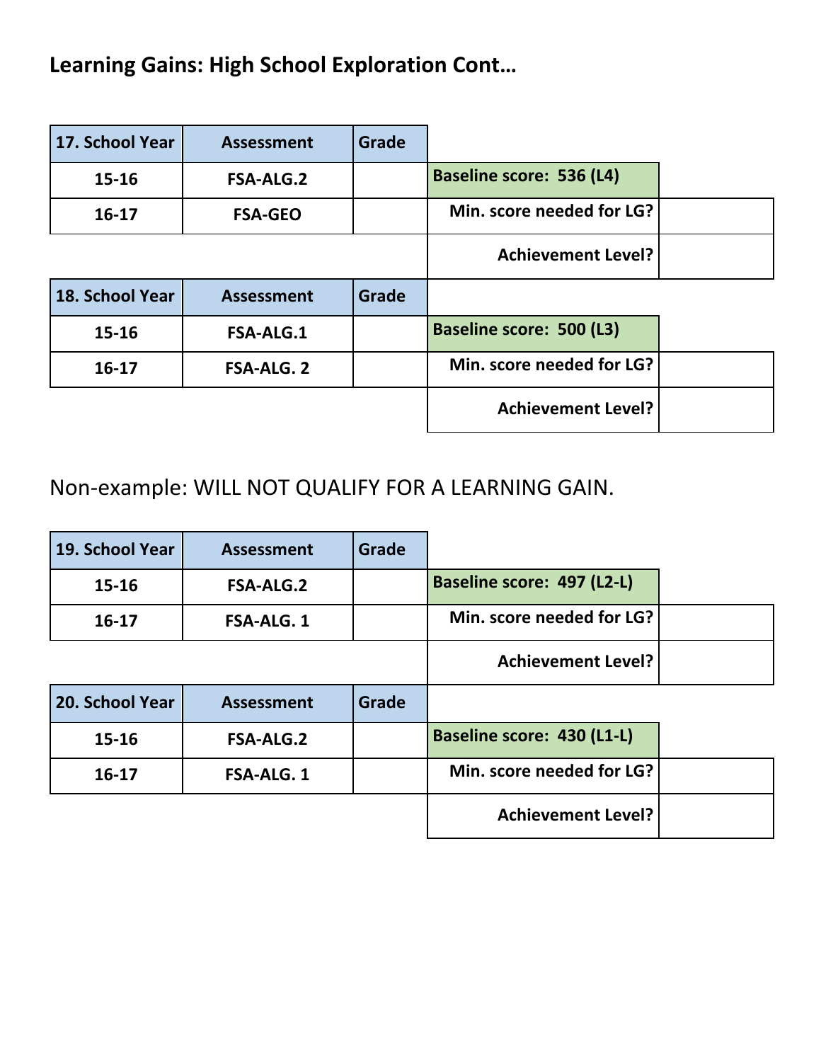# Learning Gains: High School Exploration Cont…

| 17. School Year | Assessment | Grade | | |
|---|---|---|---|---|
| 15-16 | FSA-ALG.2 | | Baseline score: 536 (L4) | |
| 16-17 | FSA-GEO | | Min. score needed for LG? | |
| | | | Achievement Level? | |

| 18. School Year | Assessment | Grade | | |
|---|---|---|---|---|
| 15-16 | FSA-ALG.1 | | Baseline score: 500 (L3) | |
| 16-17 | FSA-ALG. 2 | | Min. score needed for LG? | |
| | | | Achievement Level? | |

Non-example: WILL NOT QUALIFY FOR A LEARNING GAIN.

| 19. School Year | Assessment | Grade | | |
|---|---|---|---|---|
| 15-16 | FSA-ALG.2 | | Baseline score: 497 (L2-L) | |
| 16-17 | FSA-ALG. 1 | | Min. score needed for LG? | |
| | | | Achievement Level? | |

| 20. School Year | Assessment | Grade | | |
|---|---|---|---|---|
| 15-16 | FSA-ALG.2 | | Baseline score: 430 (L1-L) | |
| 16-17 | FSA-ALG. 1 | | Min. score needed for LG? | |
| | | | Achievement Level? | |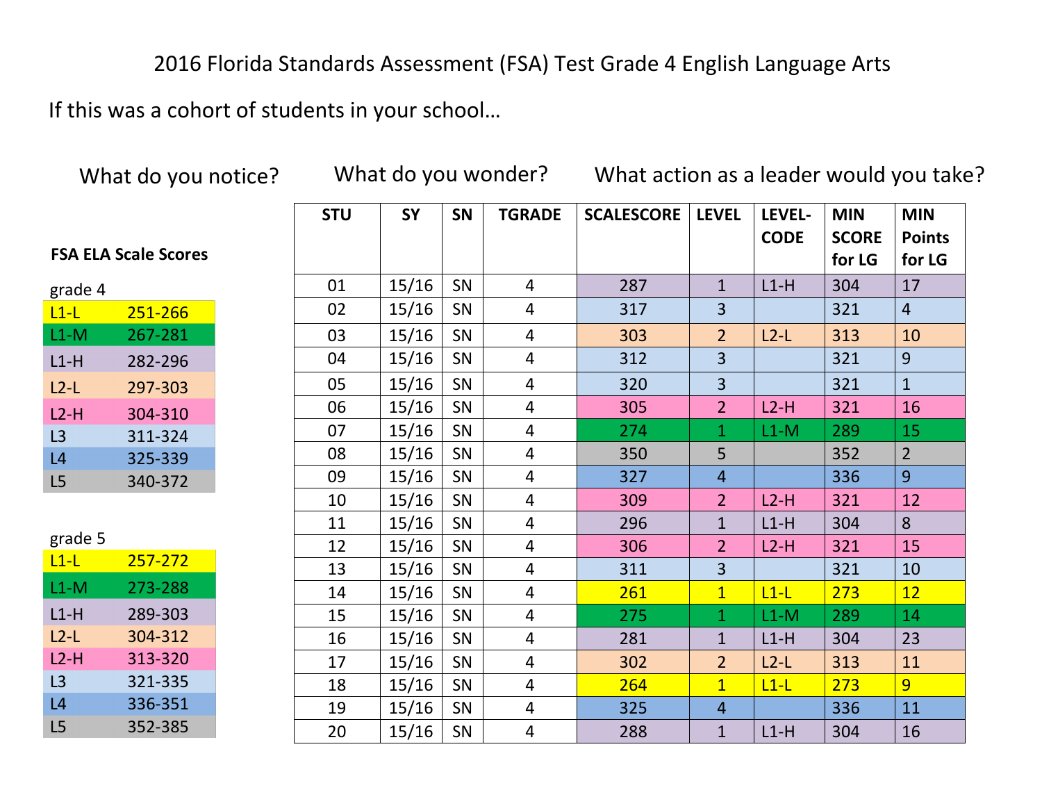# 2016 Florida Standards Assessment (FSA) Test Grade 4 English Language Arts

If this was a cohort of students in your school…

What do you notice? What do you wonder? What action as a leader would you take?

**FSA ELA Scale Scores**

grade 4

| | |
|---|---|
| L1-L | 251-266 |
| L1-M | 267-281 |
| L1-H | 282-296 |
| L2-L | 297-303 |
| L2-H | 304-310 |
| L3 | 311-324 |
| L4 | 325-339 |
| L5 | 340-372 |

grade 5

| | |
|---|---|
| L1-L | 257-272 |
| L1-M | 273-288 |
| L1-H | 289-303 |
| L2-L | 304-312 |
| L2-H | 313-320 |
| L3 | 321-335 |
| L4 | 336-351 |
| L5 | 352-385 |

| STU | SY | SN | TGRADE | SCALESCORE | LEVEL | LEVEL-CODE | MIN SCORE for LG | MIN Points for LG |
|---|---|---|---|---|---|---|---|---|
| 01 | 15/16 | SN | 4 | 287 | 1 | L1-H | 304 | 17 |
| 02 | 15/16 | SN | 4 | 317 | 3 | | 321 | 4 |
| 03 | 15/16 | SN | 4 | 303 | 2 | L2-L | 313 | 10 |
| 04 | 15/16 | SN | 4 | 312 | 3 | | 321 | 9 |
| 05 | 15/16 | SN | 4 | 320 | 3 | | 321 | 1 |
| 06 | 15/16 | SN | 4 | 305 | 2 | L2-H | 321 | 16 |
| 07 | 15/16 | SN | 4 | 274 | 1 | L1-M | 289 | 15 |
| 08 | 15/16 | SN | 4 | 350 | 5 | | 352 | 2 |
| 09 | 15/16 | SN | 4 | 327 | 4 | | 336 | 9 |
| 10 | 15/16 | SN | 4 | 309 | 2 | L2-H | 321 | 12 |
| 11 | 15/16 | SN | 4 | 296 | 1 | L1-H | 304 | 8 |
| 12 | 15/16 | SN | 4 | 306 | 2 | L2-H | 321 | 15 |
| 13 | 15/16 | SN | 4 | 311 | 3 | | 321 | 10 |
| 14 | 15/16 | SN | 4 | 261 | 1 | L1-L | 273 | 12 |
| 15 | 15/16 | SN | 4 | 275 | 1 | L1-M | 289 | 14 |
| 16 | 15/16 | SN | 4 | 281 | 1 | L1-H | 304 | 23 |
| 17 | 15/16 | SN | 4 | 302 | 2 | L2-L | 313 | 11 |
| 18 | 15/16 | SN | 4 | 264 | 1 | L1-L | 273 | 9 |
| 19 | 15/16 | SN | 4 | 325 | 4 | | 336 | 11 |
| 20 | 15/16 | SN | 4 | 288 | 1 | L1-H | 304 | 16 |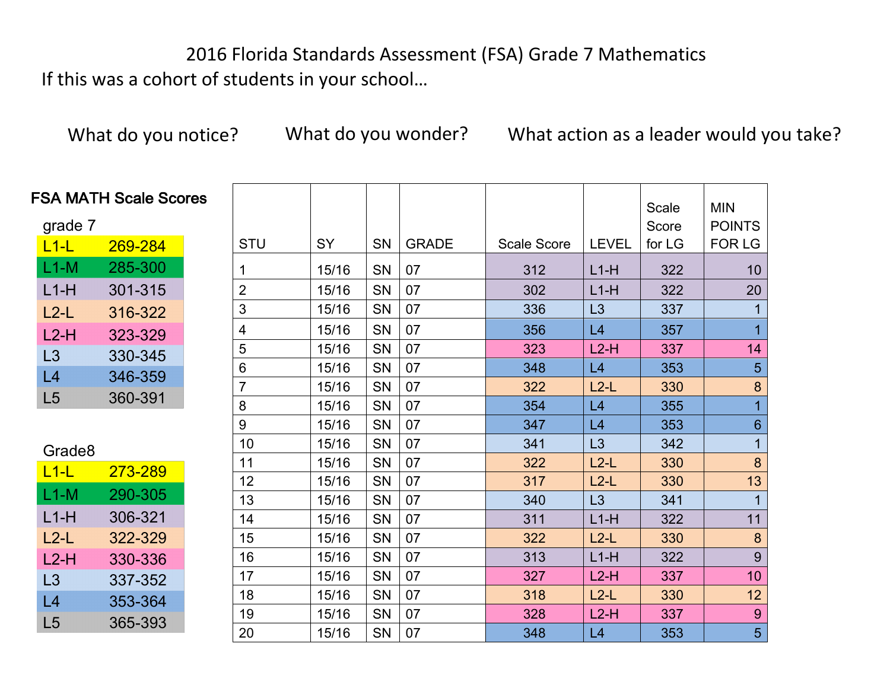# 2016 Florida Standards Assessment (FSA) Grade 7 Mathematics

If this was a cohort of students in your school…

What do you notice? What do you wonder? What action as a leader would you take?

**FSA MATH Scale Scores**

grade 7

| Level | Range |
|---|---|
| L1-L | 269-284 |
| L1-M | 285-300 |
| L1-H | 301-315 |
| L2-L | 316-322 |
| L2-H | 323-329 |
| L3 | 330-345 |
| L4 | 346-359 |
| L5 | 360-391 |

Grade8

| Level | Range |
|---|---|
| L1-L | 273-289 |
| L1-M | 290-305 |
| L1-H | 306-321 |
| L2-L | 322-329 |
| L2-H | 330-336 |
| L3 | 337-352 |
| L4 | 353-364 |
| L5 | 365-393 |

| STU | SY | SN | GRADE | Scale Score | LEVEL | Scale Score for LG | MIN POINTS FOR LG |
|---|---|---|---|---|---|---|---|
| 1 | 15/16 | SN | 07 | 312 | L1-H | 322 | 10 |
| 2 | 15/16 | SN | 07 | 302 | L1-H | 322 | 20 |
| 3 | 15/16 | SN | 07 | 336 | L3 | 337 | 1 |
| 4 | 15/16 | SN | 07 | 356 | L4 | 357 | 1 |
| 5 | 15/16 | SN | 07 | 323 | L2-H | 337 | 14 |
| 6 | 15/16 | SN | 07 | 348 | L4 | 353 | 5 |
| 7 | 15/16 | SN | 07 | 322 | L2-L | 330 | 8 |
| 8 | 15/16 | SN | 07 | 354 | L4 | 355 | 1 |
| 9 | 15/16 | SN | 07 | 347 | L4 | 353 | 6 |
| 10 | 15/16 | SN | 07 | 341 | L3 | 342 | 1 |
| 11 | 15/16 | SN | 07 | 322 | L2-L | 330 | 8 |
| 12 | 15/16 | SN | 07 | 317 | L2-L | 330 | 13 |
| 13 | 15/16 | SN | 07 | 340 | L3 | 341 | 1 |
| 14 | 15/16 | SN | 07 | 311 | L1-H | 322 | 11 |
| 15 | 15/16 | SN | 07 | 322 | L2-L | 330 | 8 |
| 16 | 15/16 | SN | 07 | 313 | L1-H | 322 | 9 |
| 17 | 15/16 | SN | 07 | 327 | L2-H | 337 | 10 |
| 18 | 15/16 | SN | 07 | 318 | L2-L | 330 | 12 |
| 19 | 15/16 | SN | 07 | 328 | L2-H | 337 | 9 |
| 20 | 15/16 | SN | 07 | 348 | L4 | 353 | 5 |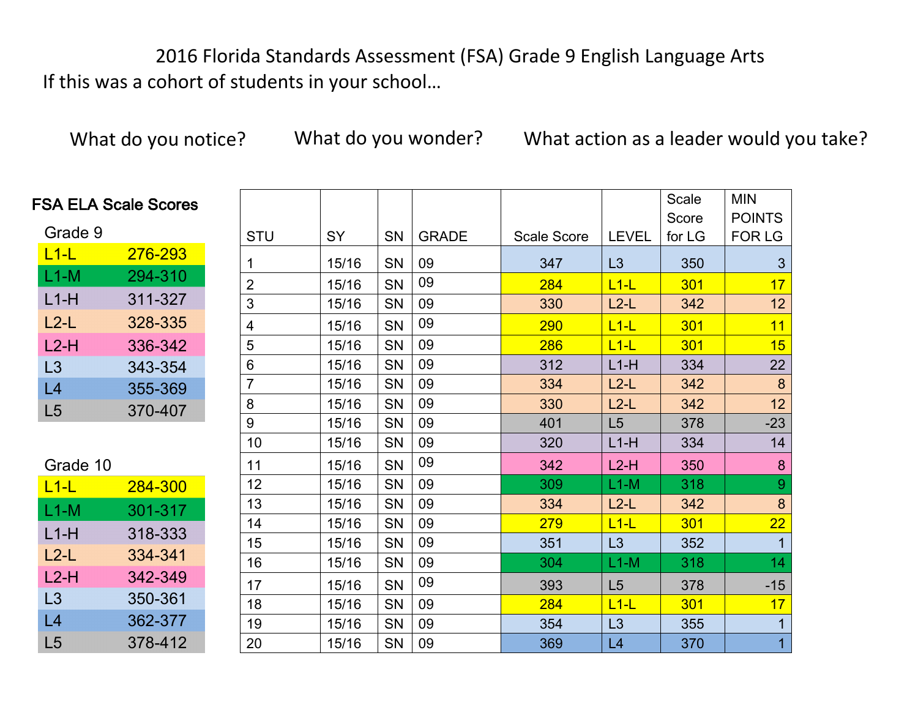# 2016 Florida Standards Assessment (FSA) Grade 9 English Language Arts

If this was a cohort of students in your school…

What do you notice? What do you wonder? What action as a leader would you take?

**FSA ELA Scale Scores**

Grade 9

| | |
|---|---|
| L1-L | 276-293 |
| L1-M | 294-310 |
| L1-H | 311-327 |
| L2-L | 328-335 |
| L2-H | 336-342 |
| L3 | 343-354 |
| L4 | 355-369 |
| L5 | 370-407 |

Grade 10

| | |
|---|---|
| L1-L | 284-300 |
| L1-M | 301-317 |
| L1-H | 318-333 |
| L2-L | 334-341 |
| L2-H | 342-349 |
| L3 | 350-361 |
| L4 | 362-377 |
| L5 | 378-412 |

| STU | SY | SN | GRADE | Scale Score | LEVEL | Scale Score for LG | MIN POINTS FOR LG |
|---|---|---|---|---|---|---|---|
| 1 | 15/16 | SN | 09 | 347 | L3 | 350 | 3 |
| 2 | 15/16 | SN | 09 | 284 | L1-L | 301 | 17 |
| 3 | 15/16 | SN | 09 | 330 | L2-L | 342 | 12 |
| 4 | 15/16 | SN | 09 | 290 | L1-L | 301 | 11 |
| 5 | 15/16 | SN | 09 | 286 | L1-L | 301 | 15 |
| 6 | 15/16 | SN | 09 | 312 | L1-H | 334 | 22 |
| 7 | 15/16 | SN | 09 | 334 | L2-L | 342 | 8 |
| 8 | 15/16 | SN | 09 | 330 | L2-L | 342 | 12 |
| 9 | 15/16 | SN | 09 | 401 | L5 | 378 | -23 |
| 10 | 15/16 | SN | 09 | 320 | L1-H | 334 | 14 |
| 11 | 15/16 | SN | 09 | 342 | L2-H | 350 | 8 |
| 12 | 15/16 | SN | 09 | 309 | L1-M | 318 | 9 |
| 13 | 15/16 | SN | 09 | 334 | L2-L | 342 | 8 |
| 14 | 15/16 | SN | 09 | 279 | L1-L | 301 | 22 |
| 15 | 15/16 | SN | 09 | 351 | L3 | 352 | 1 |
| 16 | 15/16 | SN | 09 | 304 | L1-M | 318 | 14 |
| 17 | 15/16 | SN | 09 | 393 | L5 | 378 | -15 |
| 18 | 15/16 | SN | 09 | 284 | L1-L | 301 | 17 |
| 19 | 15/16 | SN | 09 | 354 | L3 | 355 | 1 |
| 20 | 15/16 | SN | 09 | 369 | L4 | 370 | 1 |